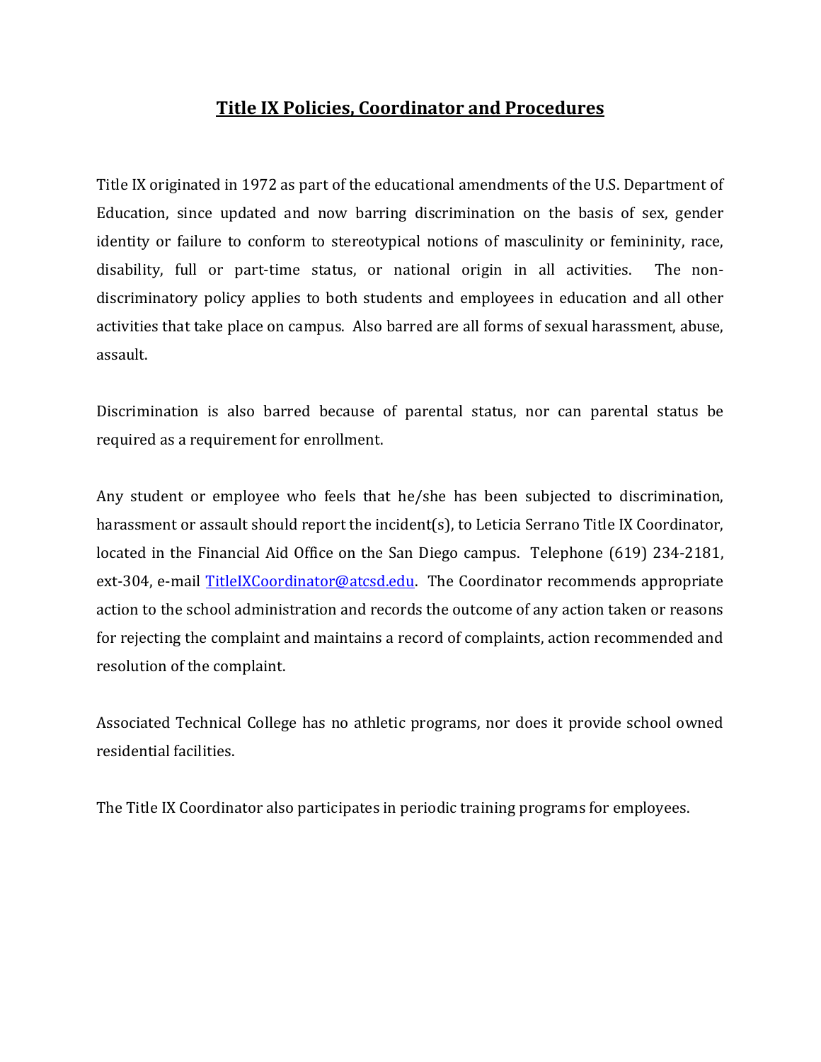# **Title IX Policies, Coordinator and Procedures**

Title IX originated in 1972 as part of the educational amendments of the U.S. Department of Education, since updated and now barring discrimination on the basis of sex, gender identity or failure to conform to stereotypical notions of masculinity or femininity, race, disability, full or part-time status, or national origin in all activities. The non-discriminatory policy applies to both students and employees in education and all other activities that take place on campus. Also barred are all forms of sexual harassment, abuse, assault.

Discrimination is also barred because of parental status, nor can parental status be required as a requirement for enrollment.

Any student or employee who feels that he/she has been subjected to discrimination, harassment or assault should report the incident(s), to Leticia Serrano Title IX Coordinator, located in the Financial Aid Office on the San Diego campus. Telephone (619) 234-2181, ext-304, e-mail TitleIXCoordinator@atcsd.edu. The Coordinator recommends appropriate action to the school administration and records the outcome of any action taken or reasons for rejecting the complaint and maintains a record of complaints, action recommended and resolution of the complaint.

Associated Technical College has no athletic programs, nor does it provide school owned residential facilities.

The Title IX Coordinator also participates in periodic training programs for employees.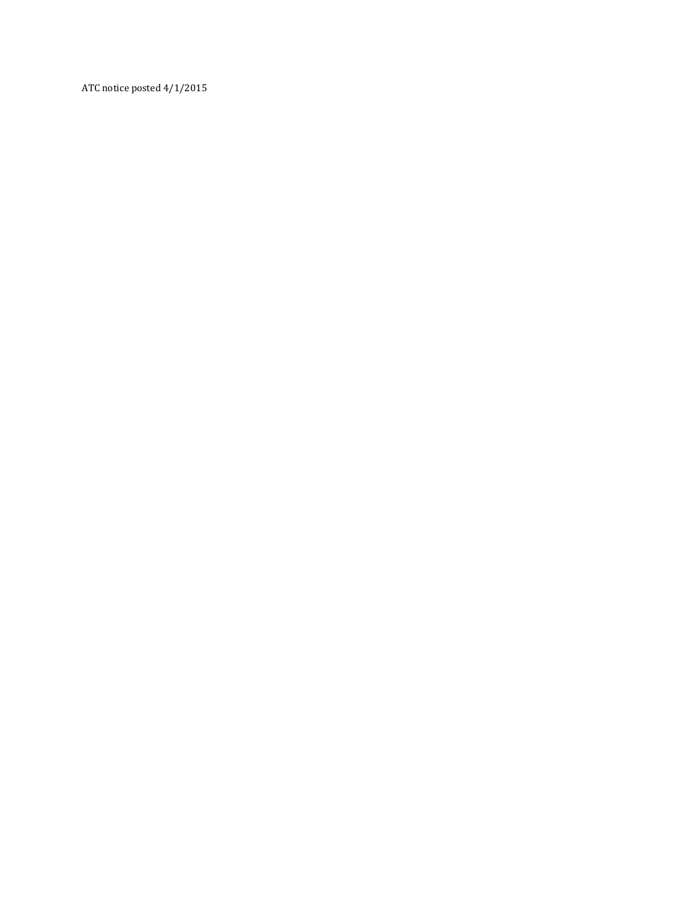ATC notice posted 4/1/2015